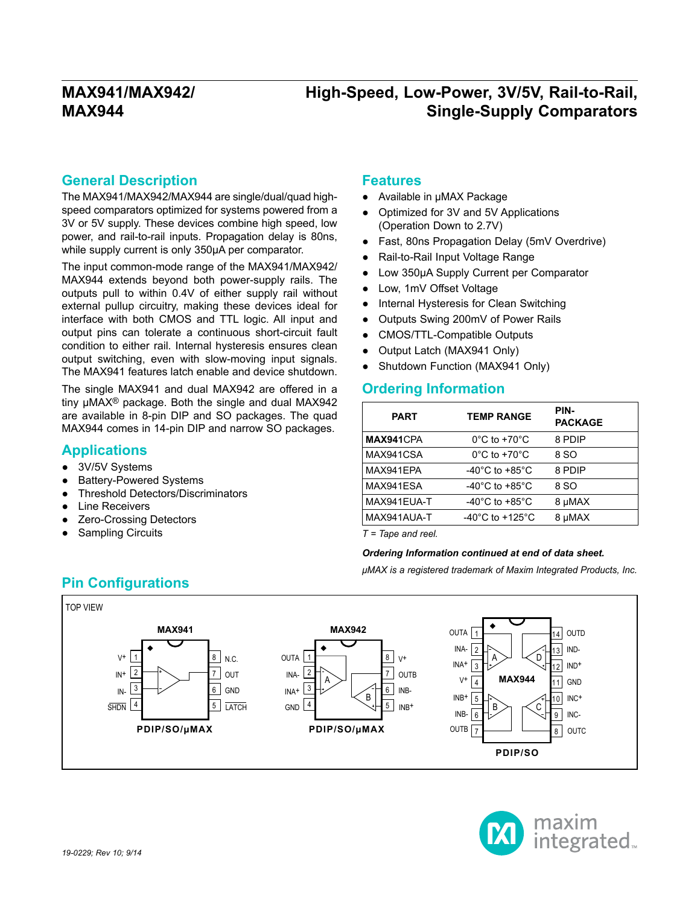# MAX941/MAX942/MAX944

# High-Speed, Low-Power, 3V/5V, Rail-to-Rail, Single-Supply Comparators

## General Description

The MAX941/MAX942/MAX944 are single/dual/quad high-speed comparators optimized for systems powered from a 3V or 5V supply. These devices combine high speed, low power, and rail-to-rail inputs. Propagation delay is 80ns, while supply current is only 350µA per comparator.

The input common-mode range of the MAX941/MAX942/MAX944 extends beyond both power-supply rails. The outputs pull to within 0.4V of either supply rail without external pullup circuitry, making these devices ideal for interface with both CMOS and TTL logic. All input and output pins can tolerate a continuous short-circuit fault condition to either rail. Internal hysteresis ensures clean output switching, even with slow-moving input signals. The MAX941 features latch enable and device shutdown.

The single MAX941 and dual MAX942 are offered in a tiny µMAX® package. Both the single and dual MAX942 are available in 8-pin DIP and SO packages. The quad MAX944 comes in 14-pin DIP and narrow SO packages.

## Applications

- 3V/5V Systems
- Battery-Powered Systems
- Threshold Detectors/Discriminators
- Line Receivers
- Zero-Crossing Detectors
- Sampling Circuits

## Features

- Available in µMAX Package
- Optimized for 3V and 5V Applications (Operation Down to 2.7V)
- Fast, 80ns Propagation Delay (5mV Overdrive)
- Rail-to-Rail Input Voltage Range
- Low 350µA Supply Current per Comparator
- Low, 1mV Offset Voltage
- Internal Hysteresis for Clean Switching
- Outputs Swing 200mV of Power Rails
- CMOS/TTL-Compatible Outputs
- Output Latch (MAX941 Only)
- Shutdown Function (MAX941 Only)

## Ordering Information

| PART | TEMP RANGE | PIN-PACKAGE |
|---|---|---|
| **MAX941**CPA | 0°C to +70°C | 8 PDIP |
| MAX941CSA | 0°C to +70°C | 8 SO |
| MAX941EPA | -40°C to +85°C | 8 PDIP |
| MAX941ESA | -40°C to +85°C | 8 SO |
| MAX941EUA-T | -40°C to +85°C | 8 µMAX |
| MAX941AUA-T | -40°C to +125°C | 8 µMAX |

*T = Tape and reel.*

***Ordering Information continued at end of data sheet.***

*µMAX is a registered trademark of Maxim Integrated Products, Inc.*

## Pin Configurations

TOP VIEW

**MAX941** (PDIP/SO/µMAX)

| Pin | Name | Pin | Name |
|---|---|---|---|
| 1 | V+ | 8 | N.C. |
| 2 | IN+ | 7 | OUT |
| 3 | IN- | 6 | GND |
| 4 | $\overline{\text{SHDN}}$ | 5 | $\overline{\text{LATCH}}$ |

**MAX942** (PDIP/SO/µMAX)

| Pin | Name | Pin | Name |
|---|---|---|---|
| 1 | OUTA | 8 | V+ |
| 2 | INA- | 7 | OUTB |
| 3 | INA+ | 6 | INB- |
| 4 | GND | 5 | INB+ |

**MAX944** (PDIP/SO)

| Pin | Name | Pin | Name |
|---|---|---|---|
| 1 | OUTA | 14 | OUTD |
| 2 | INA- | 13 | IND- |
| 3 | INA+ | 12 | IND+ |
| 4 | V+ | 11 | GND |
| 5 | INB+ | 10 | INC+ |
| 6 | INB- | 9 | INC- |
| 7 | OUTB | 8 | OUTC |

19-0229; Rev 10; 9/14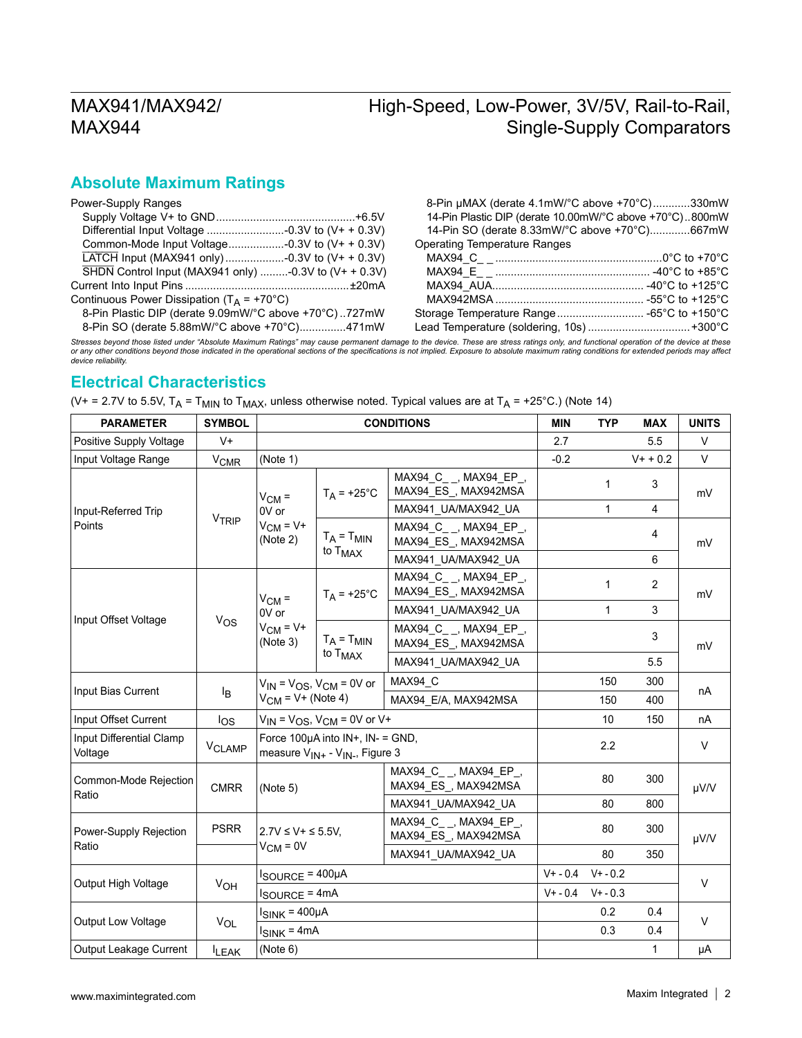## Absolute Maximum Ratings

Power-Supply Ranges

- Supply Voltage V+ to GND ............................................+6.5V
- Differential Input Voltage .........................-0.3V to (V+ + 0.3V)
- Common-Mode Input Voltage..................-0.3V to (V+ + 0.3V)
- $\overline{LATCH}$ Input (MAX941 only)...................-0.3V to (V+ + 0.3V)
- $\overline{SHDN}$ Control Input (MAX941 only) .........-0.3V to (V+ + 0.3V)

Current Into Input Pins .....................................................±20mA

Continuous Power Dissipation ($T_A$ = +70°C)

- 8-Pin Plastic DIP (derate 9.09mW/°C above +70°C)..727mW
- 8-Pin SO (derate 5.88mW/°C above +70°C)..............471mW
- 8-Pin µMAX (derate 4.1mW/°C above +70°C)............330mW
- 14-Pin Plastic DIP (derate 10.00mW/°C above +70°C)..800mW
- 14-Pin SO (derate 8.33mW/°C above +70°C).............667mW

Operating Temperature Ranges

- MAX94_C_ _ .....................................................0°C to +70°C
- MAX94_E_ _ ................................................. -40°C to +85°C
- MAX94_AUA................................................ -40°C to +125°C
- MAX942MSA ............................................... -55°C to +125°C

Storage Temperature Range............................ -65°C to +150°C

Lead Temperature (soldering, 10s) ................................+300°C

*Stresses beyond those listed under "Absolute Maximum Ratings" may cause permanent damage to the device. These are stress ratings only, and functional operation of the device at these or any other conditions beyond those indicated in the operational sections of the specifications is not implied. Exposure to absolute maximum rating conditions for extended periods may affect device reliability.*

## Electrical Characteristics

(V+ = 2.7V to 5.5V, $T_A$ = $T_{MIN}$ to $T_{MAX}$, unless otherwise noted. Typical values are at $T_A$ = +25°C.) (Note 14)

| PARAMETER | SYMBOL | CONDITIONS | | | MIN | TYP | MAX | UNITS |
|---|---|---|---|---|---|---|---|---|
| Positive Supply Voltage | V+ | | | | 2.7 | | 5.5 | V |
| Input Voltage Range | $V_{CMR}$ | (Note 1) | | | -0.2 | | V+ + 0.2 | V |
| Input-Referred Trip Points | $V_{TRIP}$ | $V_{CM}$ = 0V or $V_{CM}$ = V+ (Note 2) | $T_A$ = +25°C | MAX94_C_ _, MAX94_EP_, MAX94_ES_, MAX942MSA | | 1 | 3 | mV |
| | | | | MAX941_UA/MAX942_UA | | 1 | 4 | |
| | | | $T_A$ = $T_{MIN}$ to $T_{MAX}$ | MAX94_C_ _, MAX94_EP_, MAX94_ES_, MAX942MSA | | | 4 | mV |
| | | | | MAX941_UA/MAX942_UA | | | 6 | |
| Input Offset Voltage | $V_{OS}$ | $V_{CM}$ = 0V or $V_{CM}$ = V+ (Note 3) | $T_A$ = +25°C | MAX94_C_ _, MAX94_EP_, MAX94_ES_, MAX942MSA | | 1 | 2 | mV |
| | | | | MAX941_UA/MAX942_UA | | 1 | 3 | |
| | | | $T_A$ = $T_{MIN}$ to $T_{MAX}$ | MAX94_C_ _, MAX94_EP_, MAX94_ES_, MAX942MSA | | | 3 | mV |
| | | | | MAX941_UA/MAX942_UA | | | 5.5 | |
| Input Bias Current | $I_B$ | $V_{IN}$ = $V_{OS}$, $V_{CM}$ = 0V or $V_{CM}$ = V+ (Note 4) | | MAX94_C | | 150 | 300 | nA |
| | | | | MAX94_E/A, MAX942MSA | | 150 | 400 | |
| Input Offset Current | $I_{OS}$ | $V_{IN}$ = $V_{OS}$, $V_{CM}$ = 0V or V+ | | | | 10 | 150 | nA |
| Input Differential Clamp Voltage | $V_{CLAMP}$ | Force 100µA into IN+, IN- = GND, measure $V_{IN+}$ - $V_{IN-}$, Figure 3 | | | | 2.2 | | V |
| Common-Mode Rejection Ratio | CMRR | (Note 5) | | MAX94_C_ _, MAX94_EP_, MAX94_ES_, MAX942MSA | | 80 | 300 | µV/V |
| | | | | MAX941_UA/MAX942_UA | | 80 | 800 | |
| Power-Supply Rejection Ratio | PSRR | 2.7V ≤ V+ ≤ 5.5V, $V_{CM}$ = 0V | | MAX94_C_ _, MAX94_EP_, MAX94_ES_, MAX942MSA | | 80 | 300 | µV/V |
| | | | | MAX941_UA/MAX942_UA | | 80 | 350 | |
| Output High Voltage | $V_{OH}$ | $I_{SOURCE}$ = 400µA | | | V+ - 0.4 | V+ - 0.2 | | V |
| | | $I_{SOURCE}$ = 4mA | | | V+ - 0.4 | V+ - 0.3 | | |
| Output Low Voltage | $V_{OL}$ | $I_{SINK}$ = 400µA | | | | 0.2 | 0.4 | V |
| | | $I_{SINK}$ = 4mA | | | | 0.3 | 0.4 | |
| Output Leakage Current | $I_{LEAK}$ | (Note 6) | | | | | 1 | µA |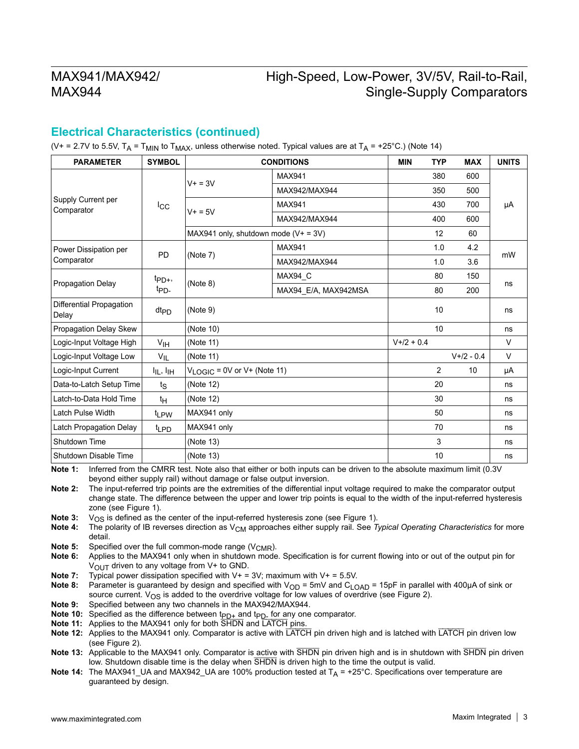## Electrical Characteristics (continued)

($V+$ = 2.7V to 5.5V, $T_A$ = $T_{MIN}$ to $T_{MAX}$, unless otherwise noted. Typical values are at $T_A$ = +25°C.) (Note 14)

| PARAMETER | SYMBOL | CONDITIONS | | MIN | TYP | MAX | UNITS |
|---|---|---|---|---|---|---|---|
| Supply Current per Comparator | $I_{CC}$ | V+ = 3V | MAX941 | | 380 | 600 | µA |
| | | | MAX942/MAX944 | | 350 | 500 | |
| | | V+ = 5V | MAX941 | | 430 | 700 | |
| | | | MAX942/MAX944 | | 400 | 600 | |
| | | MAX941 only, shutdown mode (V+ = 3V) | | | 12 | 60 | |
| Power Dissipation per Comparator | PD | (Note 7) | MAX941 | | 1.0 | 4.2 | mW |
| | | | MAX942/MAX944 | | 1.0 | 3.6 | |
| Propagation Delay | $t_{PD+}$, $t_{PD-}$ | (Note 8) | MAX94_C | | 80 | 150 | ns |
| | | | MAX94_E/A, MAX942MSA | | 80 | 200 | |
| Differential Propagation Delay | $dt_{PD}$ | (Note 9) | | | 10 | | ns |
| Propagation Delay Skew | | (Note 10) | | | 10 | | ns |
| Logic-Input Voltage High | $V_{IH}$ | (Note 11) | | V+/2 + 0.4 | | | V |
| Logic-Input Voltage Low | $V_{IL}$ | (Note 11) | | | | V+/2 - 0.4 | V |
| Logic-Input Current | $I_{IL}$, $I_{IH}$ | $V_{LOGIC}$ = 0V or V+ (Note 11) | | | 2 | 10 | µA |
| Data-to-Latch Setup Time | $t_S$ | (Note 12) | | | 20 | | ns |
| Latch-to-Data Hold Time | $t_H$ | (Note 12) | | | 30 | | ns |
| Latch Pulse Width | $t_{LPW}$ | MAX941 only | | | 50 | | ns |
| Latch Propagation Delay | $t_{LPD}$ | MAX941 only | | | 70 | | ns |
| Shutdown Time | | (Note 13) | | | 3 | | ns |
| Shutdown Disable Time | | (Note 13) | | | 10 | | ns |

**Note 1:** Inferred from the CMRR test. Note also that either or both inputs can be driven to the absolute maximum limit (0.3V beyond either supply rail) without damage or false output inversion.

**Note 2:** The input-referred trip points are the extremities of the differential input voltage required to make the comparator output change state. The difference between the upper and lower trip points is equal to the width of the input-referred hysteresis zone (see Figure 1).

**Note 3:** $V_{OS}$ is defined as the center of the input-referred hysteresis zone (see Figure 1).

**Note 4:** The polarity of IB reverses direction as $V_{CM}$ approaches either supply rail. See *Typical Operating Characteristics* for more detail.

**Note 5:** Specified over the full common-mode range ($V_{CMR}$).

**Note 6:** Applies to the MAX941 only when in shutdown mode. Specification is for current flowing into or out of the output pin for $V_{OUT}$ driven to any voltage from V+ to GND.

**Note 7:** Typical power dissipation specified with V+ = 3V; maximum with V+ = 5.5V.

**Note 8:** Parameter is guaranteed by design and specified with $V_{OD}$ = 5mV and $C_{LOAD}$ = 15pF in parallel with 400µA of sink or source current. $V_{OS}$ is added to the overdrive voltage for low values of overdrive (see Figure 2).

**Note 9:** Specified between any two channels in the MAX942/MAX944.

**Note 10:** Specified as the difference between $t_{PD+}$ and $t_{PD-}$ for any one comparator.

**Note 11:** Applies to the MAX941 only for both $\overline{SHDN}$ and $\overline{LATCH}$ pins.

**Note 12:** Applies to the MAX941 only. Comparator is active with $\overline{LATCH}$ pin driven high and is latched with $\overline{LATCH}$ pin driven low (see Figure 2).

**Note 13:** Applicable to the MAX941 only. Comparator is active with $\overline{SHDN}$ pin driven high and is in shutdown with $\overline{SHDN}$ pin driven low. Shutdown disable time is the delay when $\overline{SHDN}$ is driven high to the time the output is valid.

**Note 14:** The MAX941_UA and MAX942_UA are 100% production tested at $T_A$ = +25°C. Specifications over temperature are guaranteed by design.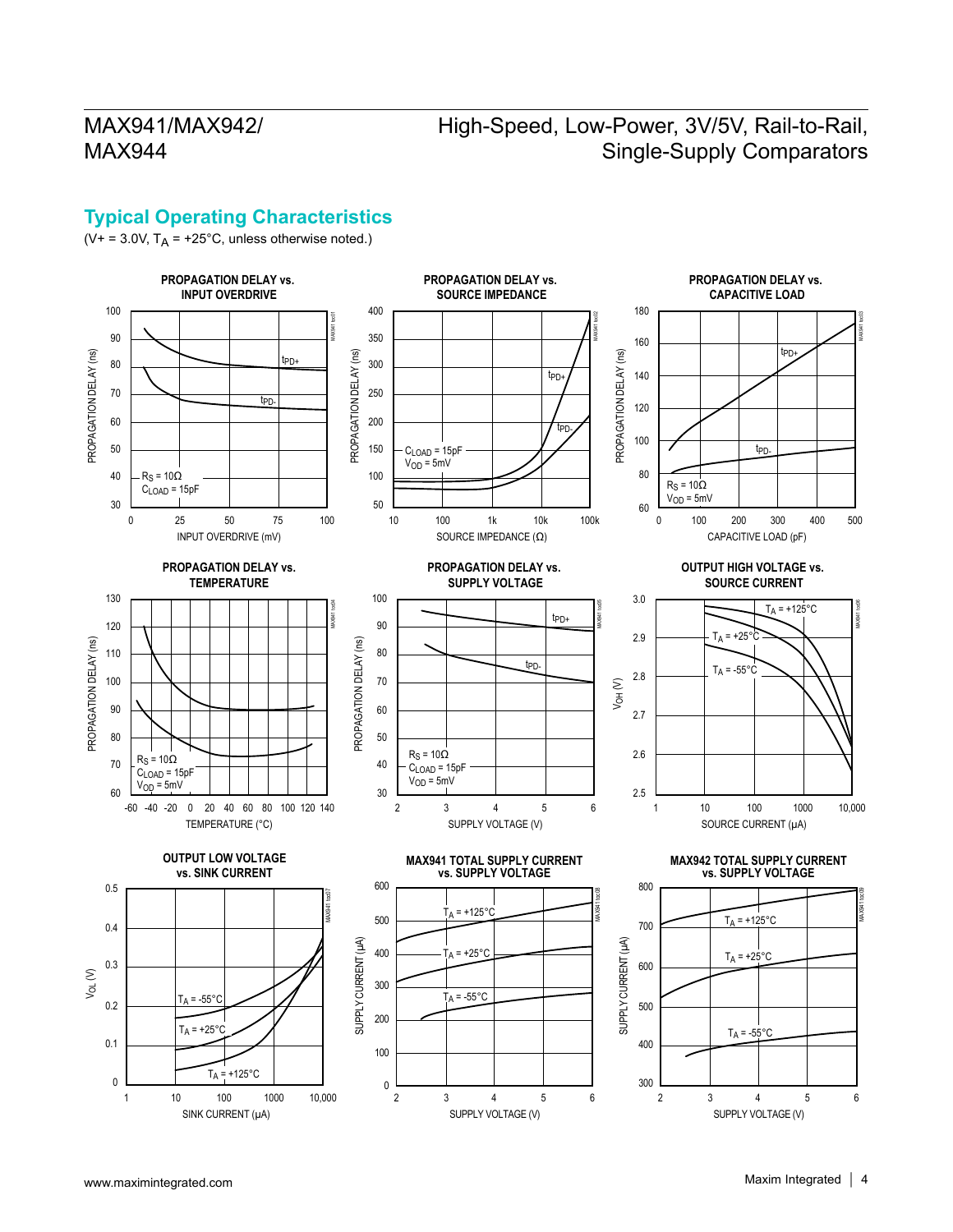## Typical Operating Characteristics

($V+ = 3.0V$, $T_A = +25°C$, unless otherwise noted.)

**PROPAGATION DELAY vs. INPUT OVERDRIVE**

**PROPAGATION DELAY vs. SOURCE IMPEDANCE**

**PROPAGATION DELAY vs. CAPACITIVE LOAD**

**PROPAGATION DELAY vs. TEMPERATURE**

**PROPAGATION DELAY vs. SUPPLY VOLTAGE**

**OUTPUT HIGH VOLTAGE vs. SOURCE CURRENT**

**OUTPUT LOW VOLTAGE vs. SINK CURRENT**

**MAX941 TOTAL SUPPLY CURRENT vs. SUPPLY VOLTAGE**

**MAX942 TOTAL SUPPLY CURRENT vs. SUPPLY VOLTAGE**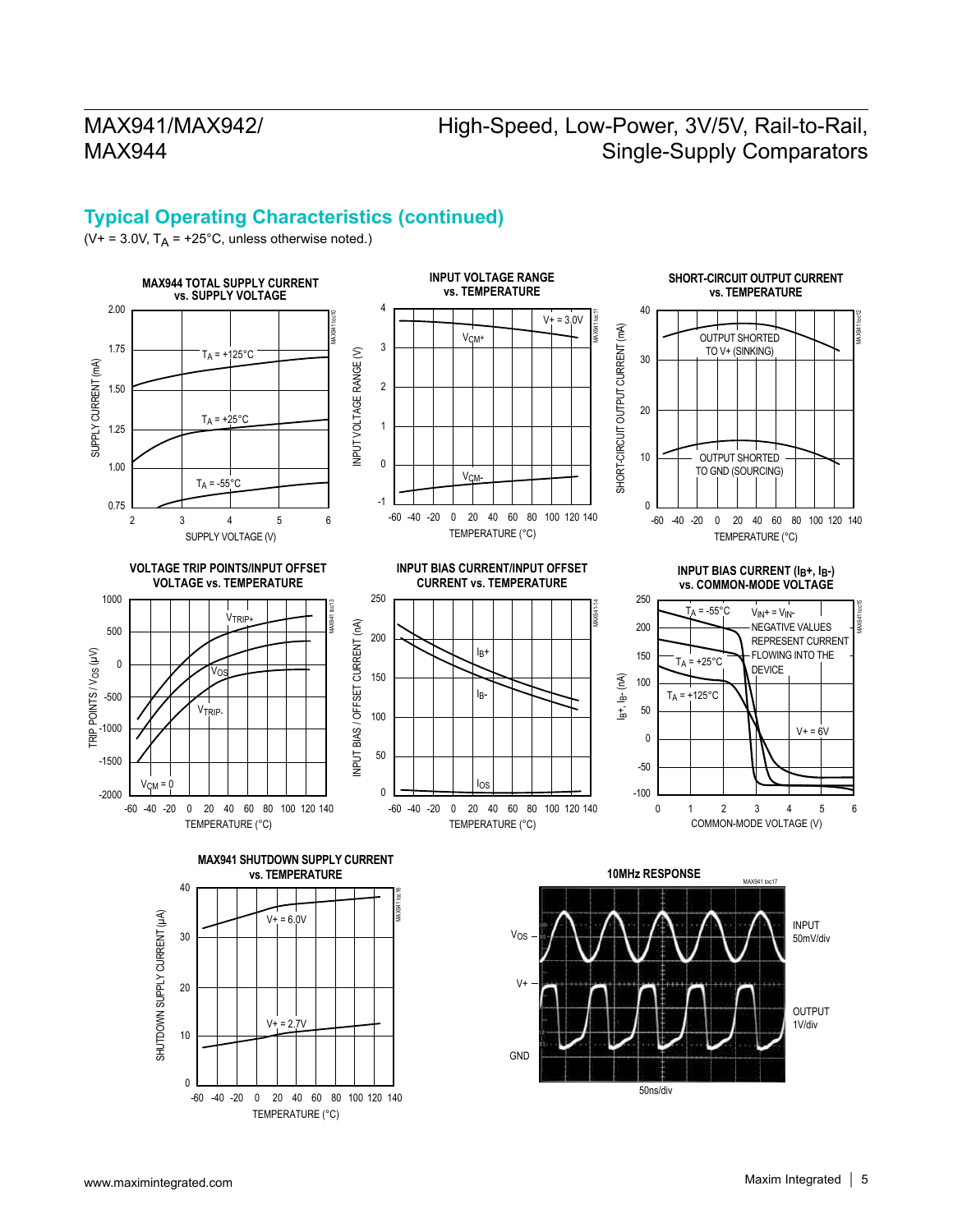## Typical Operating Characteristics (continued)

(V+ = 3.0V, $T_A$ = +25°C, unless otherwise noted.)

**MAX944 TOTAL SUPPLY CURRENT vs. SUPPLY VOLTAGE**

**INPUT VOLTAGE RANGE vs. TEMPERATURE**

**SHORT-CIRCUIT OUTPUT CURRENT vs. TEMPERATURE**

**VOLTAGE TRIP POINTS/INPUT OFFSET VOLTAGE vs. TEMPERATURE**

**INPUT BIAS CURRENT/INPUT OFFSET CURRENT vs. TEMPERATURE**

**INPUT BIAS CURRENT ($I_B$+, $I_B$-) vs. COMMON-MODE VOLTAGE**

**MAX941 SHUTDOWN SUPPLY CURRENT vs. TEMPERATURE**

**10MHz RESPONSE**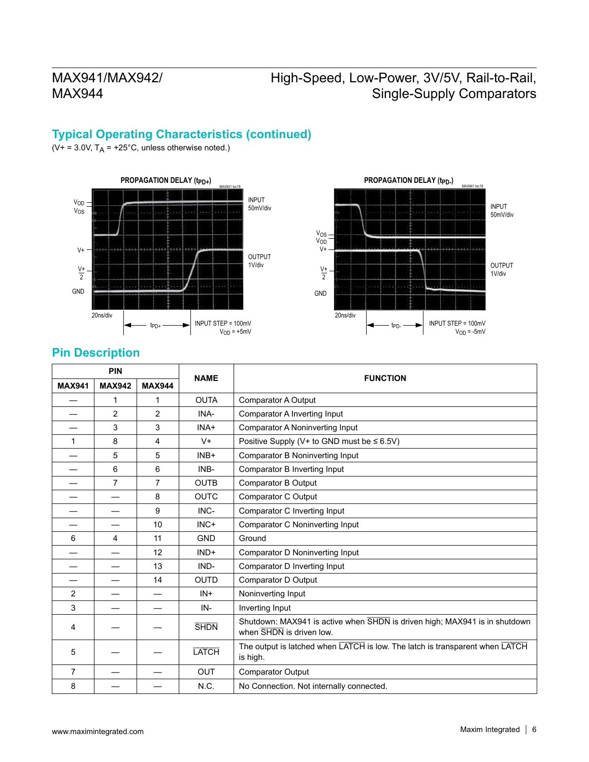## Typical Operating Characteristics (continued)

($V+ = 3.0V$, $T_A = +25°C$, unless otherwise noted.)

PROPAGATION DELAY ($t_{PD+}$)

INPUT 50mV/div

OUTPUT 1V/div

20ns/div

INPUT STEP = 100mV
$V_{OD}$ = +5mV

PROPAGATION DELAY ($t_{PD-}$)

INPUT 50mV/div

OUTPUT 1V/div

20ns/div

INPUT STEP = 100mV
$V_{OD}$ = -5mV

## Pin Description

| PIN | | | NAME | FUNCTION |
|---|---|---|---|---|
| MAX941 | MAX942 | MAX944 | | |
| — | 1 | 1 | OUTA | Comparator A Output |
| — | 2 | 2 | INA- | Comparator A Inverting Input |
| — | 3 | 3 | INA+ | Comparator A Noninverting Input |
| 1 | 8 | 4 | V+ | Positive Supply (V+ to GND must be ≤ 6.5V) |
| — | 5 | 5 | INB+ | Comparator B Noninverting Input |
| — | 6 | 6 | INB- | Comparator B Inverting Input |
| — | 7 | 7 | OUTB | Comparator B Output |
| — | — | 8 | OUTC | Comparator C Output |
| — | — | 9 | INC- | Comparator C Inverting Input |
| — | — | 10 | INC+ | Comparator C Noninverting Input |
| 6 | 4 | 11 | GND | Ground |
| — | — | 12 | IND+ | Comparator D Noninverting Input |
| — | — | 13 | IND- | Comparator D Inverting Input |
| — | — | 14 | OUTD | Comparator D Output |
| 2 | — | — | IN+ | Noninverting Input |
| 3 | — | — | IN- | Inverting Input |
| 4 | — | — | $\overline{SHDN}$ | Shutdown: MAX941 is active when $\overline{SHDN}$ is driven high; MAX941 is in shutdown when $\overline{SHDN}$ is driven low. |
| 5 | — | — | $\overline{LATCH}$ | The output is latched when $\overline{LATCH}$ is low. The latch is transparent when $\overline{LATCH}$ is high. |
| 7 | — | — | OUT | Comparator Output |
| 8 | — | — | N.C. | No Connection. Not internally connected. |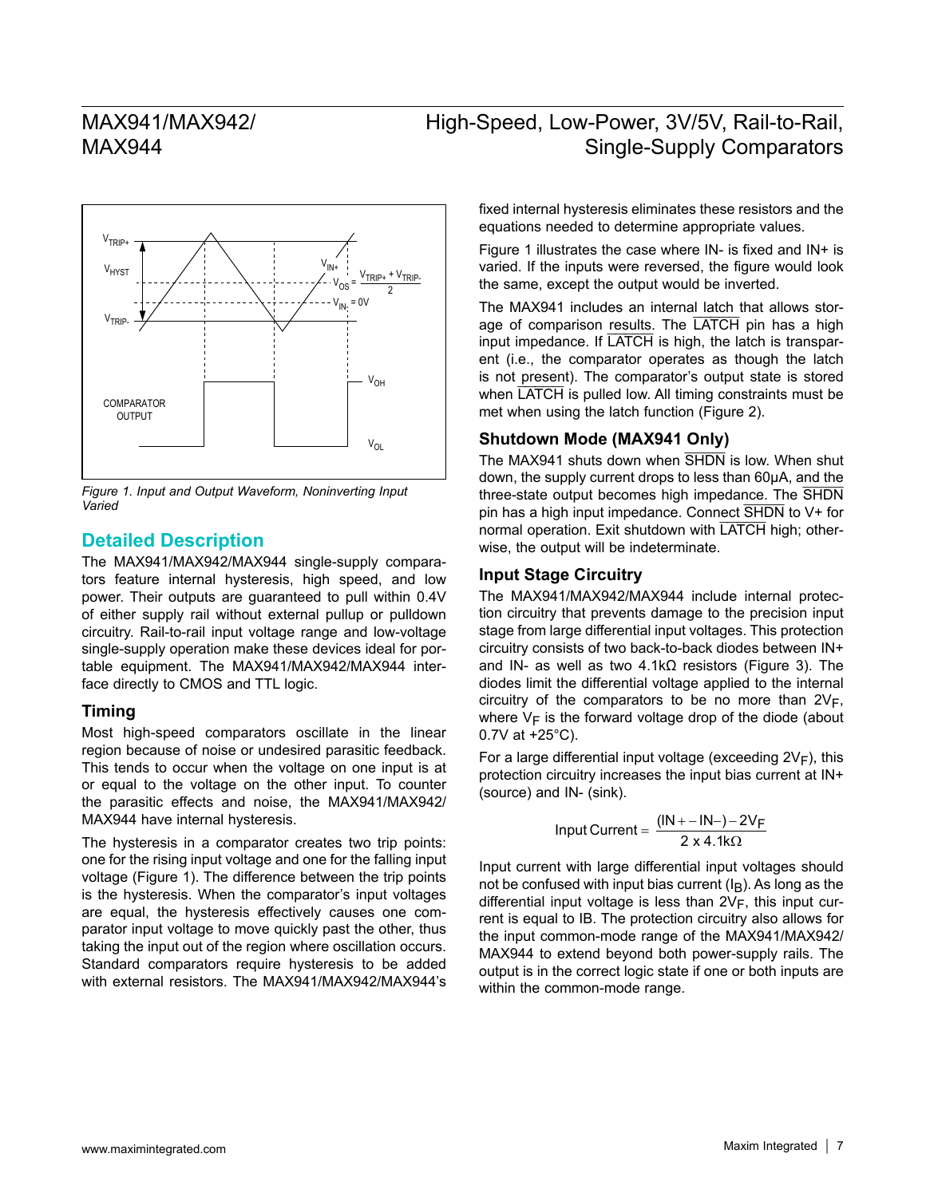*Figure 1. Input and Output Waveform, Noninverting Input Varied*

## Detailed Description

The MAX941/MAX942/MAX944 single-supply comparators feature internal hysteresis, high speed, and low power. Their outputs are guaranteed to pull within 0.4V of either supply rail without external pullup or pulldown circuitry. Rail-to-rail input voltage range and low-voltage single-supply operation make these devices ideal for portable equipment. The MAX941/MAX942/MAX944 interface directly to CMOS and TTL logic.

### Timing

Most high-speed comparators oscillate in the linear region because of noise or undesired parasitic feedback. This tends to occur when the voltage on one input is at or equal to the voltage on the other input. To counter the parasitic effects and noise, the MAX941/MAX942/MAX944 have internal hysteresis.

The hysteresis in a comparator creates two trip points: one for the rising input voltage and one for the falling input voltage (Figure 1). The difference between the trip points is the hysteresis. When the comparator's input voltages are equal, the hysteresis effectively causes one comparator input voltage to move quickly past the other, thus taking the input out of the region where oscillation occurs. Standard comparators require hysteresis to be added with external resistors. The MAX941/MAX942/MAX944's fixed internal hysteresis eliminates these resistors and the equations needed to determine appropriate values.

Figure 1 illustrates the case where IN- is fixed and IN+ is varied. If the inputs were reversed, the figure would look the same, except the output would be inverted.

The MAX941 includes an internal latch that allows storage of comparison results. The LATCH pin has a high input impedance. If LATCH is high, the latch is transparent (i.e., the comparator operates as though the latch is not present). The comparator's output state is stored when LATCH is pulled low. All timing constraints must be met when using the latch function (Figure 2).

### Shutdown Mode (MAX941 Only)

The MAX941 shuts down when SHDN is low. When shut down, the supply current drops to less than 60µA, and the three-state output becomes high impedance. The SHDN pin has a high input impedance. Connect SHDN to V+ for normal operation. Exit shutdown with LATCH high; otherwise, the output will be indeterminate.

### Input Stage Circuitry

The MAX941/MAX942/MAX944 include internal protection circuitry that prevents damage to the precision input stage from large differential input voltages. This protection circuitry consists of two back-to-back diodes between IN+ and IN- as well as two 4.1kΩ resistors (Figure 3). The diodes limit the differential voltage applied to the internal circuitry of the comparators to be no more than $2V_F$, where $V_F$ is the forward voltage drop of the diode (about 0.7V at +25°C).

For a large differential input voltage (exceeding $2V_F$), this protection circuitry increases the input bias current at IN+ (source) and IN- (sink).

$$\text{Input Current} = \frac{(\text{IN+} - \text{IN-}) - 2V_F}{2 \times 4.1\text{k}\Omega}$$

Input current with large differential input voltages should not be confused with input bias current ($I_B$). As long as the differential input voltage is less than $2V_F$, this input current is equal to IB. The protection circuitry also allows for the input common-mode range of the MAX941/MAX942/MAX944 to extend beyond both power-supply rails. The output is in the correct logic state if one or both inputs are within the common-mode range.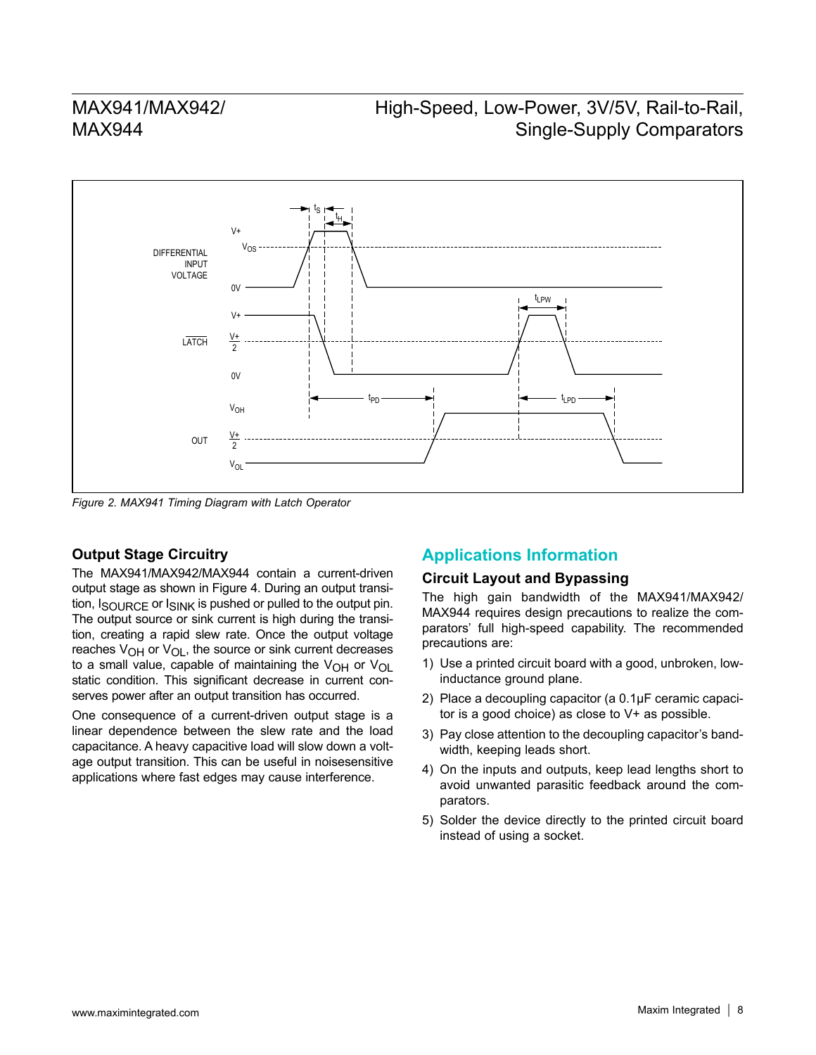Figure 2. MAX941 Timing Diagram with Latch Operator

### Output Stage Circuitry

The MAX941/MAX942/MAX944 contain a current-driven output stage as shown in Figure 4. During an output transition, $I_{SOURCE}$ or $I_{SINK}$ is pushed or pulled to the output pin. The output source or sink current is high during the transition, creating a rapid slew rate. Once the output voltage reaches $V_{OH}$ or $V_{OL}$, the source or sink current decreases to a small value, capable of maintaining the $V_{OH}$ or $V_{OL}$ static condition. This significant decrease in current conserves power after an output transition has occurred.

One consequence of a current-driven output stage is a linear dependence between the slew rate and the load capacitance. A heavy capacitive load will slow down a voltage output transition. This can be useful in noisesensitive applications where fast edges may cause interference.

## Applications Information

### Circuit Layout and Bypassing

The high gain bandwidth of the MAX941/MAX942/MAX944 requires design precautions to realize the comparators' full high-speed capability. The recommended precautions are:

1) Use a printed circuit board with a good, unbroken, low-inductance ground plane.
2) Place a decoupling capacitor (a 0.1µF ceramic capacitor is a good choice) as close to V+ as possible.
3) Pay close attention to the decoupling capacitor's bandwidth, keeping leads short.
4) On the inputs and outputs, keep lead lengths short to avoid unwanted parasitic feedback around the comparators.
5) Solder the device directly to the printed circuit board instead of using a socket.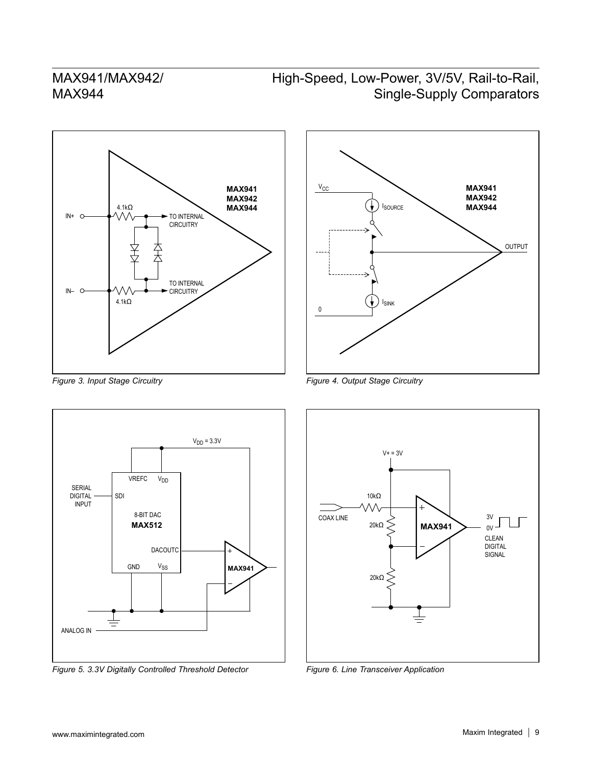Figure 3. Input Stage Circuitry

Figure 4. Output Stage Circuitry

Figure 5. 3.3V Digitally Controlled Threshold Detector

Figure 6. Line Transceiver Application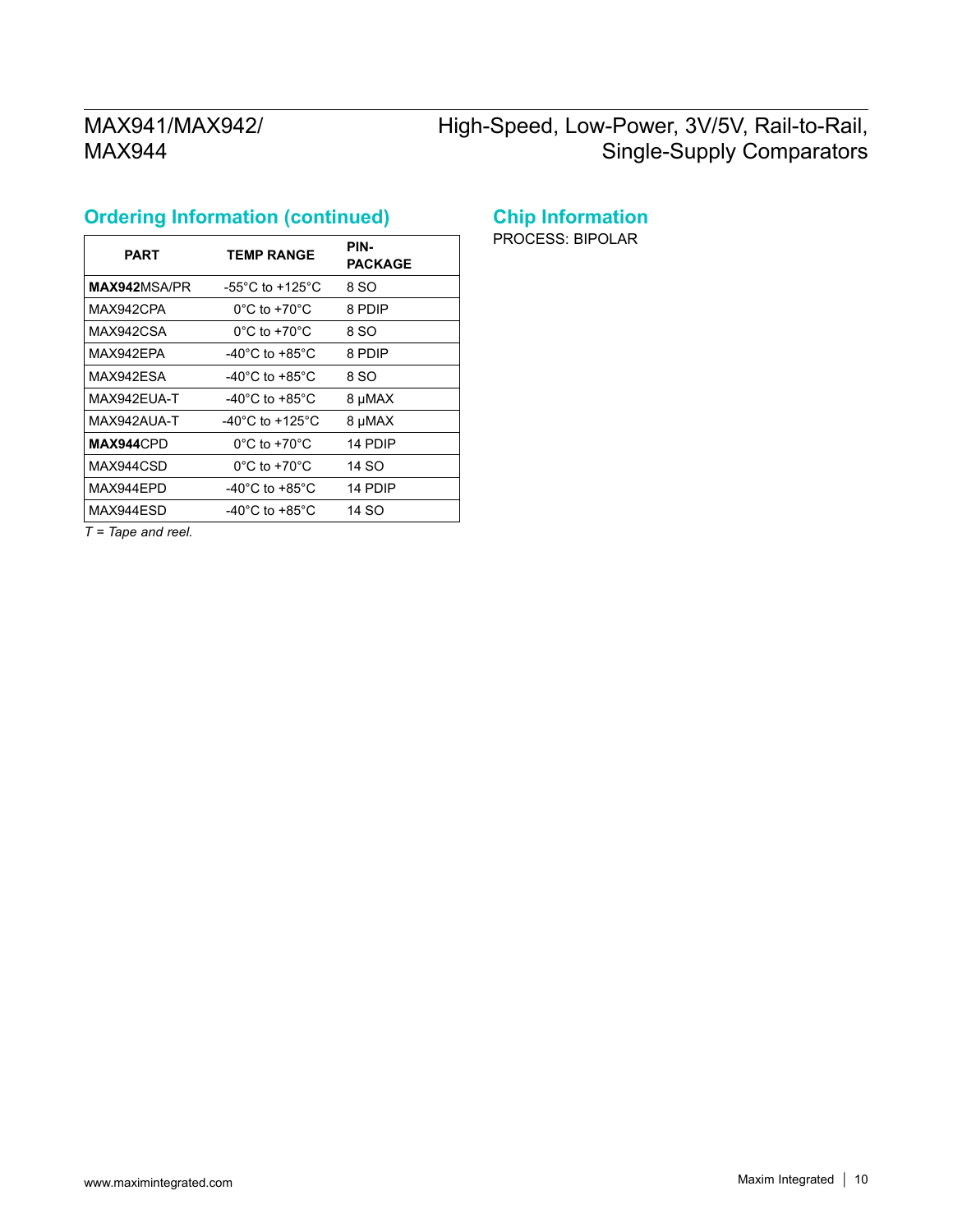## Ordering Information (continued)

| PART | TEMP RANGE | PIN-PACKAGE |
|---|---|---|
| **MAX942**MSA/PR | -55°C to +125°C | 8 SO |
| MAX942CPA | 0°C to +70°C | 8 PDIP |
| MAX942CSA | 0°C to +70°C | 8 SO |
| MAX942EPA | -40°C to +85°C | 8 PDIP |
| MAX942ESA | -40°C to +85°C | 8 SO |
| MAX942EUA-T | -40°C to +85°C | 8 µMAX |
| MAX942AUA-T | -40°C to +125°C | 8 µMAX |
| **MAX944**CPD | 0°C to +70°C | 14 PDIP |
| MAX944CSD | 0°C to +70°C | 14 SO |
| MAX944EPD | -40°C to +85°C | 14 PDIP |
| MAX944ESD | -40°C to +85°C | 14 SO |

*T = Tape and reel.*

## Chip Information

PROCESS: BIPOLAR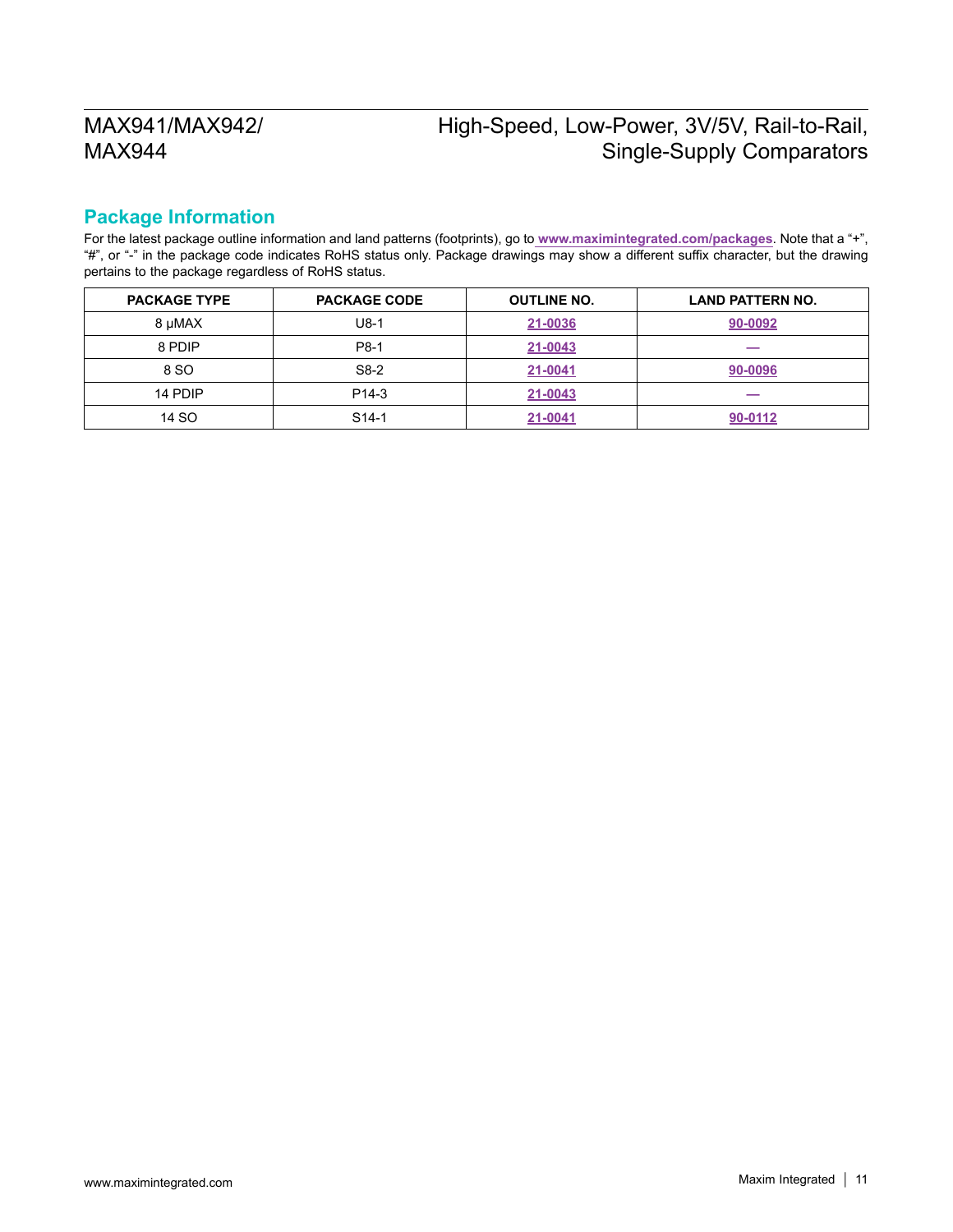## Package Information

For the latest package outline information and land patterns (footprints), go to **www.maximintegrated.com/packages**. Note that a "+", "#", or "-" in the package code indicates RoHS status only. Package drawings may show a different suffix character, but the drawing pertains to the package regardless of RoHS status.

| PACKAGE TYPE | PACKAGE CODE | OUTLINE NO. | LAND PATTERN NO. |
|---|---|---|---|
| 8 µMAX | U8-1 | 21-0036 | 90-0092 |
| 8 PDIP | P8-1 | 21-0043 | — |
| 8 SO | S8-2 | 21-0041 | 90-0096 |
| 14 PDIP | P14-3 | 21-0043 | — |
| 14 SO | S14-1 | 21-0041 | 90-0112 |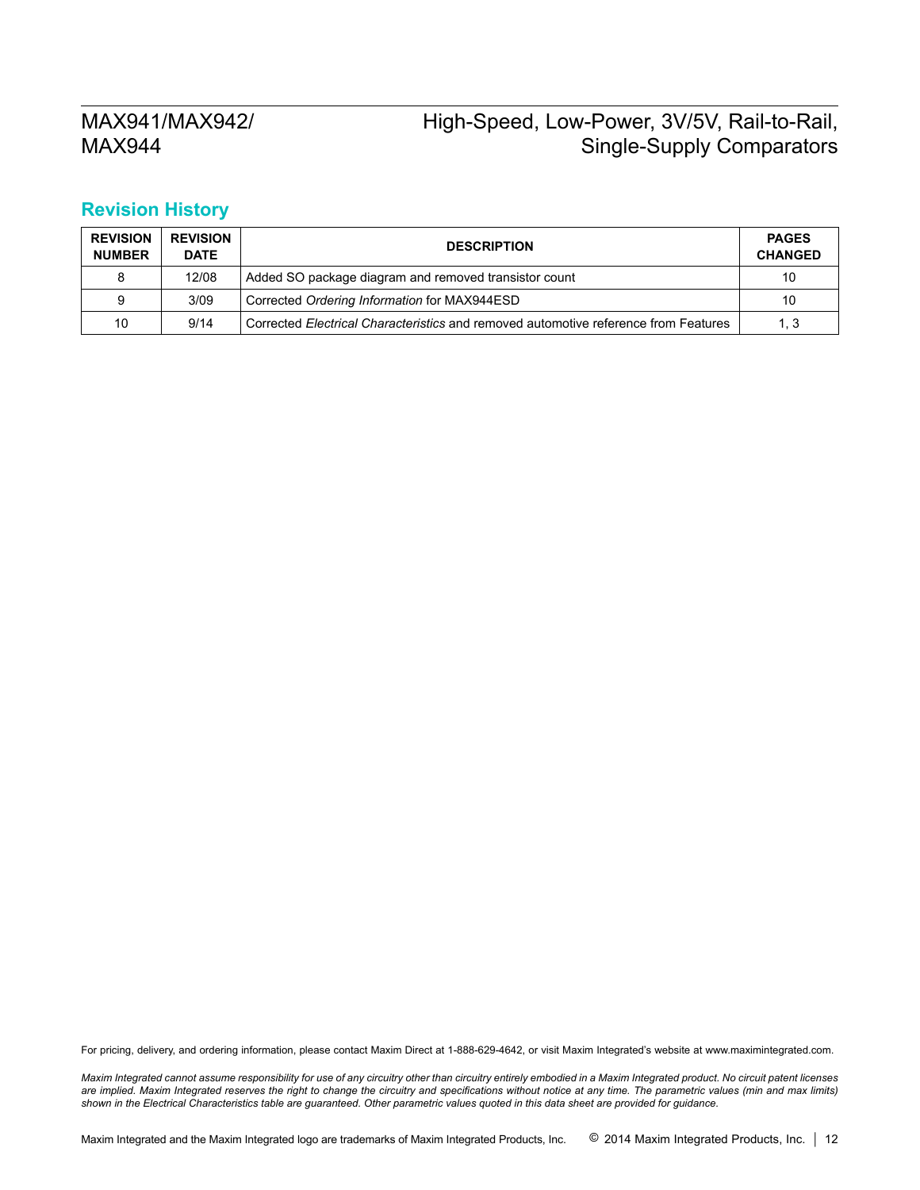## Revision History

| REVISION NUMBER | REVISION DATE | DESCRIPTION | PAGES CHANGED |
| --- | --- | --- | --- |
| 8 | 12/08 | Added SO package diagram and removed transistor count | 10 |
| 9 | 3/09 | Corrected *Ordering Information* for MAX944ESD | 10 |
| 10 | 9/14 | Corrected *Electrical Characteristics* and removed automotive reference from Features | 1, 3 |

For pricing, delivery, and ordering information, please contact Maxim Direct at 1-888-629-4642, or visit Maxim Integrated's website at www.maximintegrated.com.

*Maxim Integrated cannot assume responsibility for use of any circuitry other than circuitry entirely embodied in a Maxim Integrated product. No circuit patent licenses are implied. Maxim Integrated reserves the right to change the circuitry and specifications without notice at any time. The parametric values (min and max limits) shown in the Electrical Characteristics table are guaranteed. Other parametric values quoted in this data sheet are provided for guidance.*

Maxim Integrated and the Maxim Integrated logo are trademarks of Maxim Integrated Products, Inc. © 2014 Maxim Integrated Products, Inc.